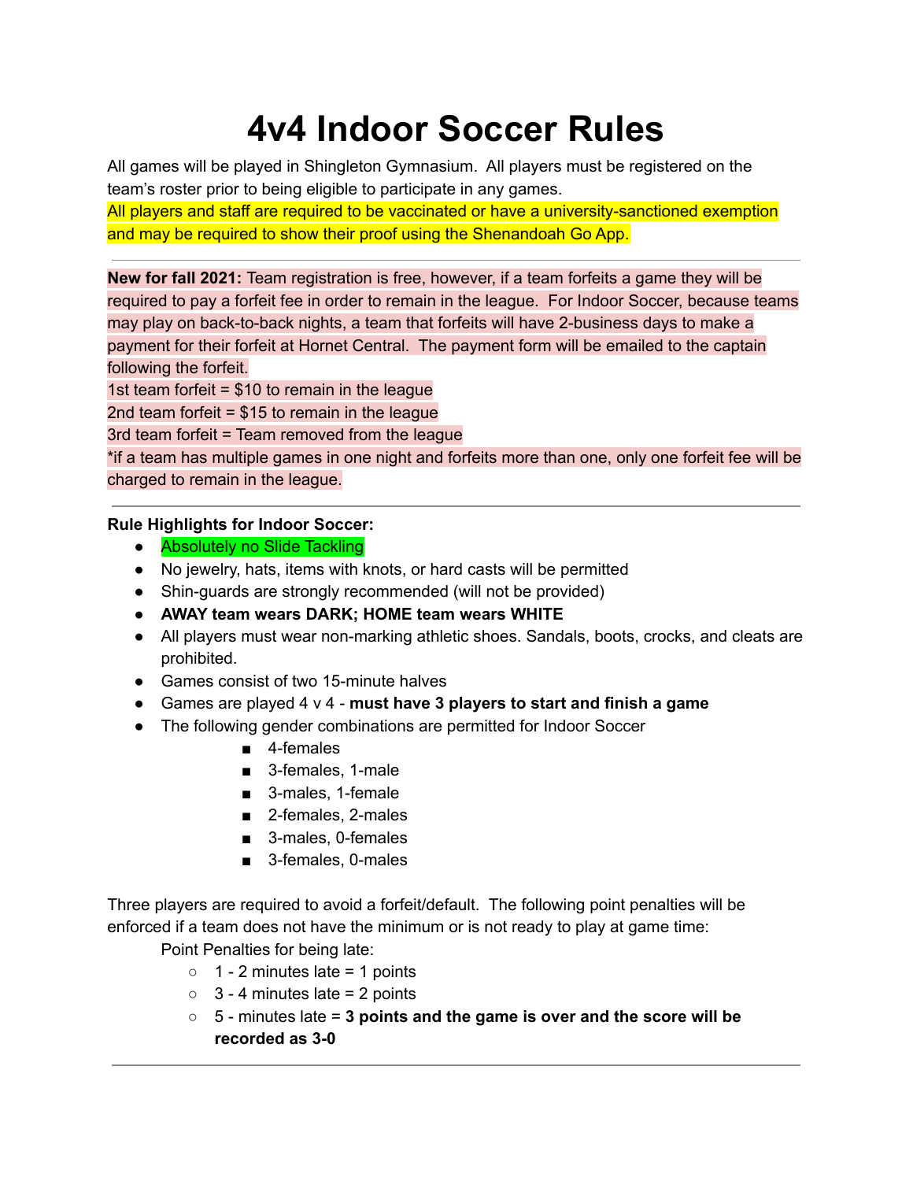# 4v4 Indoor Soccer Rules

All games will be played in Shingleton Gymnasium. All players must be registered on the team's roster prior to being eligible to participate in any games.

All players and staff are required to be vaccinated or have a university-sanctioned exemption and may be required to show their proof using the Shenandoah Go App.

---

**New for fall 2021:** Team registration is free, however, if a team forfeits a game they will be required to pay a forfeit fee in order to remain in the league. For Indoor Soccer, because teams may play on back-to-back nights, a team that forfeits will have 2-business days to make a payment for their forfeit at Hornet Central. The payment form will be emailed to the captain following the forfeit.

1st team forfeit = $10 to remain in the league

2nd team forfeit = $15 to remain in the league

3rd team forfeit = Team removed from the league

*if a team has multiple games in one night and forfeits more than one, only one forfeit fee will be charged to remain in the league.

---

**Rule Highlights for Indoor Soccer:**

- Absolutely no Slide Tackling
- No jewelry, hats, items with knots, or hard casts will be permitted
- Shin-guards are strongly recommended (will not be provided)
- **AWAY team wears DARK; HOME team wears WHITE**
- All players must wear non-marking athletic shoes. Sandals, boots, crocks, and cleats are prohibited.
- Games consist of two 15-minute halves
- Games are played 4 v 4 - **must have 3 players to start and finish a game**
- The following gender combinations are permitted for Indoor Soccer
    - 4-females
    - 3-females, 1-male
    - 3-males, 1-female
    - 2-females, 2-males
    - 3-males, 0-females
    - 3-females, 0-males

Three players are required to avoid a forfeit/default. The following point penalties will be enforced if a team does not have the minimum or is not ready to play at game time:

Point Penalties for being late:

- 1 - 2 minutes late = 1 points
- 3 - 4 minutes late = 2 points
- 5 - minutes late = **3 points and the game is over and the score will be recorded as 3-0**

---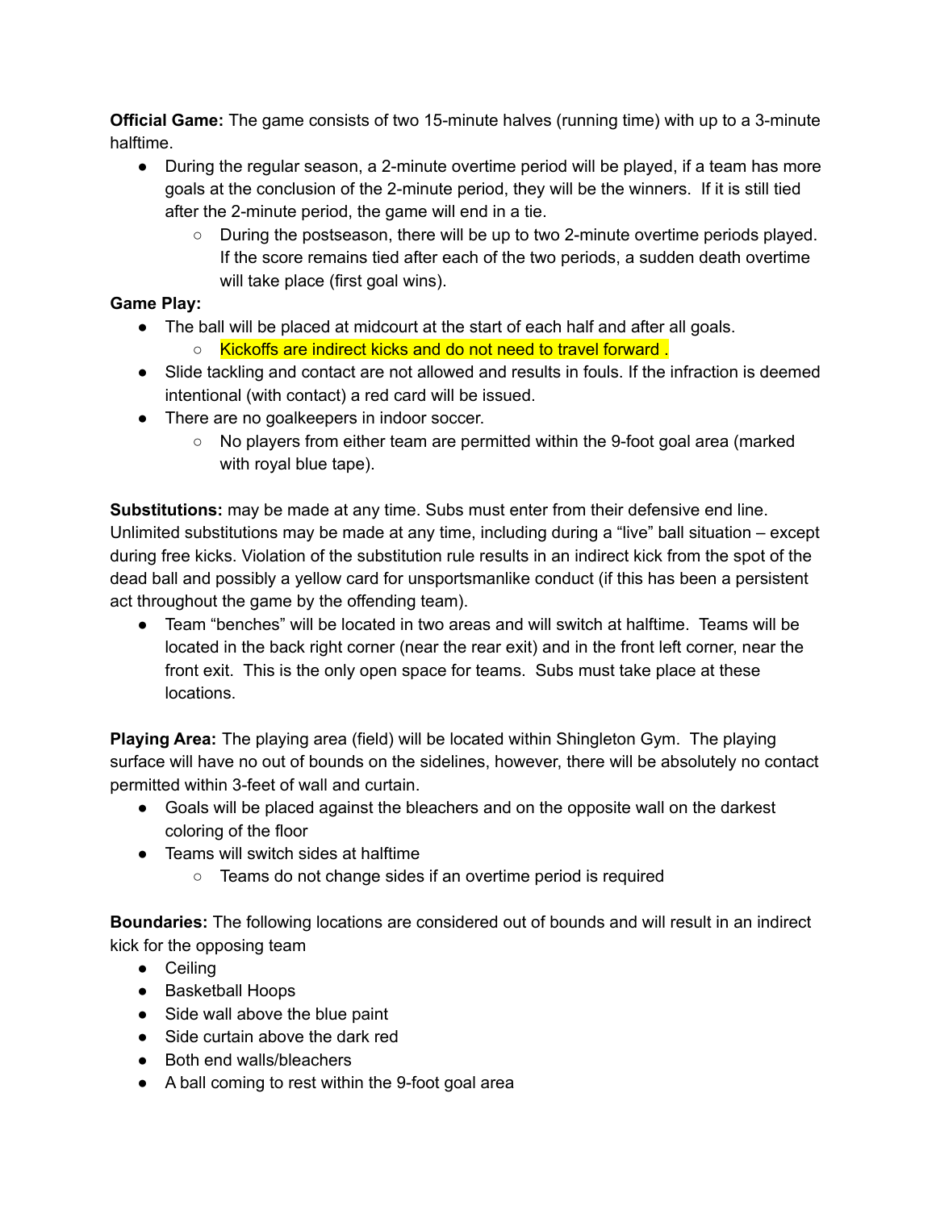**Official Game:** The game consists of two 15-minute halves (running time) with up to a 3-minute halftime.

- During the regular season, a 2-minute overtime period will be played, if a team has more goals at the conclusion of the 2-minute period, they will be the winners. If it is still tied after the 2-minute period, the game will end in a tie.
  - During the postseason, there will be up to two 2-minute overtime periods played. If the score remains tied after each of the two periods, a sudden death overtime will take place (first goal wins).

**Game Play:**

- The ball will be placed at midcourt at the start of each half and after all goals.
  - Kickoffs are indirect kicks and do not need to travel forward .
- Slide tackling and contact are not allowed and results in fouls. If the infraction is deemed intentional (with contact) a red card will be issued.
- There are no goalkeepers in indoor soccer.
  - No players from either team are permitted within the 9-foot goal area (marked with royal blue tape).

**Substitutions:** may be made at any time. Subs must enter from their defensive end line. Unlimited substitutions may be made at any time, including during a "live" ball situation – except during free kicks. Violation of the substitution rule results in an indirect kick from the spot of the dead ball and possibly a yellow card for unsportsmanlike conduct (if this has been a persistent act throughout the game by the offending team).

- Team "benches" will be located in two areas and will switch at halftime. Teams will be located in the back right corner (near the rear exit) and in the front left corner, near the front exit. This is the only open space for teams. Subs must take place at these locations.

**Playing Area:** The playing area (field) will be located within Shingleton Gym. The playing surface will have no out of bounds on the sidelines, however, there will be absolutely no contact permitted within 3-feet of wall and curtain.

- Goals will be placed against the bleachers and on the opposite wall on the darkest coloring of the floor
- Teams will switch sides at halftime
  - Teams do not change sides if an overtime period is required

**Boundaries:** The following locations are considered out of bounds and will result in an indirect kick for the opposing team

- Ceiling
- Basketball Hoops
- Side wall above the blue paint
- Side curtain above the dark red
- Both end walls/bleachers
- A ball coming to rest within the 9-foot goal area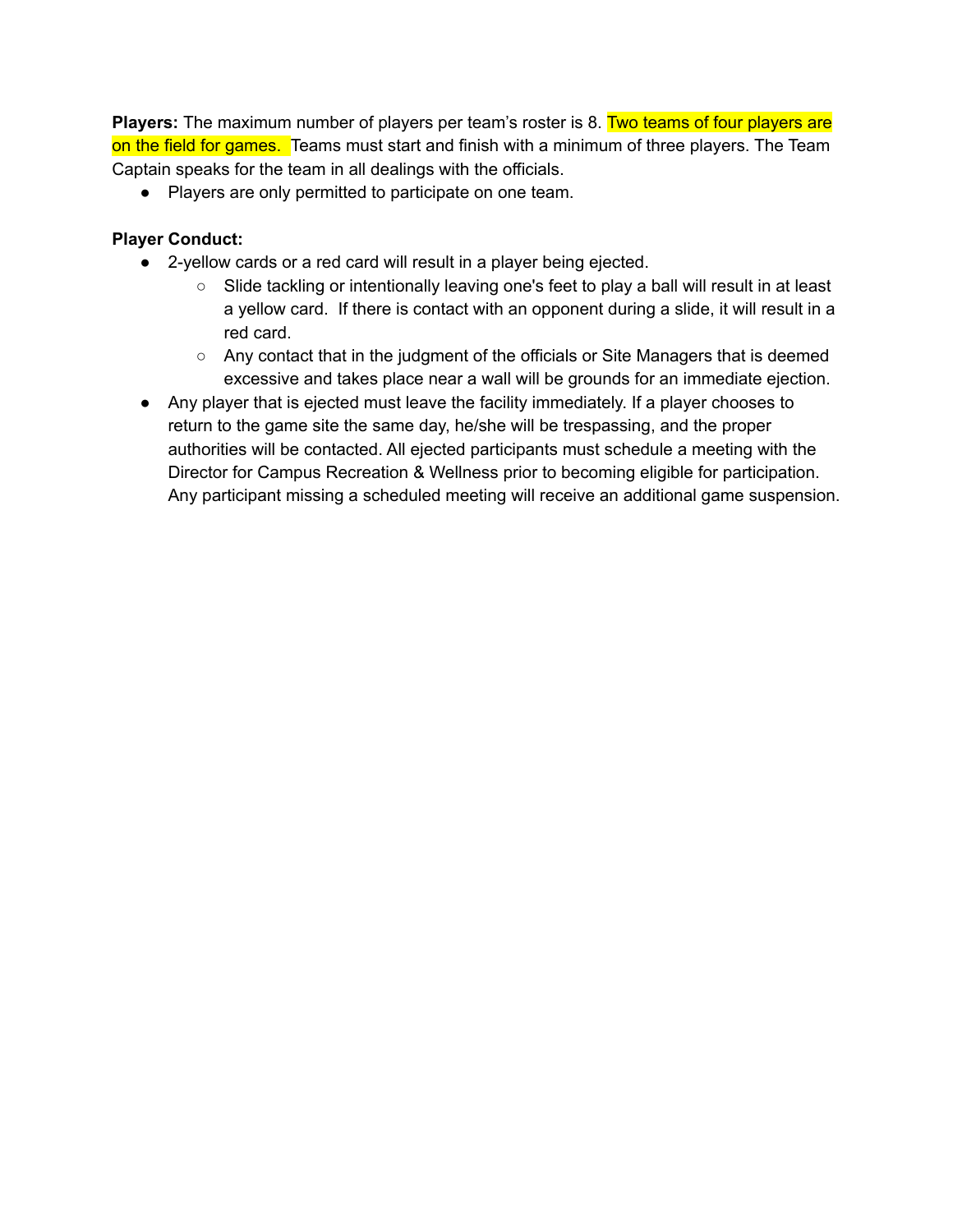**Players:** The maximum number of players per team's roster is 8. Two teams of four players are on the field for games. Teams must start and finish with a minimum of three players. The Team Captain speaks for the team in all dealings with the officials.

- Players are only permitted to participate on one team.

**Player Conduct:**

- 2-yellow cards or a red card will result in a player being ejected.
  - Slide tackling or intentionally leaving one's feet to play a ball will result in at least a yellow card. If there is contact with an opponent during a slide, it will result in a red card.
  - Any contact that in the judgment of the officials or Site Managers that is deemed excessive and takes place near a wall will be grounds for an immediate ejection.
- Any player that is ejected must leave the facility immediately. If a player chooses to return to the game site the same day, he/she will be trespassing, and the proper authorities will be contacted. All ejected participants must schedule a meeting with the Director for Campus Recreation & Wellness prior to becoming eligible for participation. Any participant missing a scheduled meeting will receive an additional game suspension.